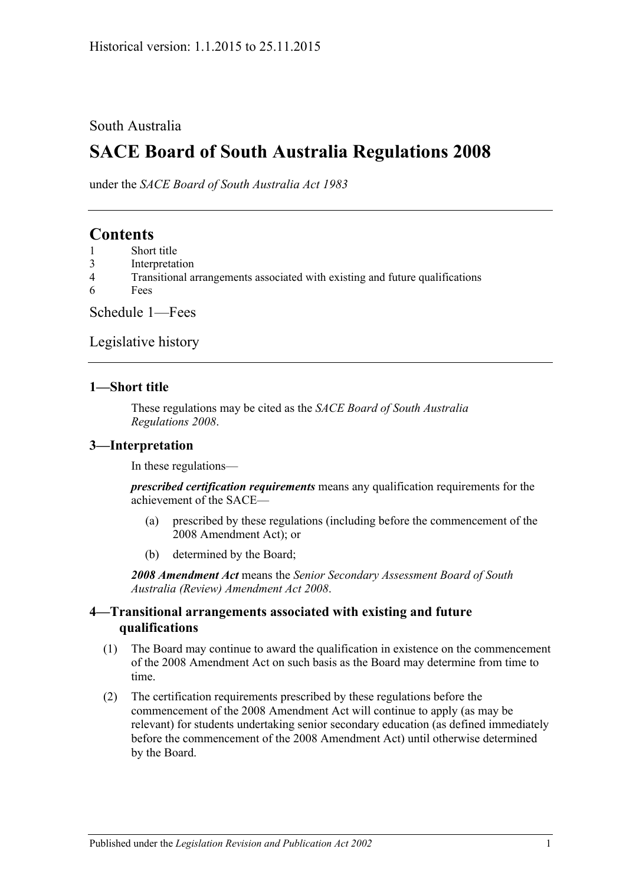Historical version: 1.1.2015 to 25.11.2015

South Australia

# SACE Board of South Australia Regulations 2008

under the *SACE Board of South Australia Act 1983*

## Contents

1 Short title
3 Interpretation
4 Transitional arrangements associated with existing and future qualifications
6 Fees

Schedule 1—Fees

Legislative history

### 1—Short title

These regulations may be cited as the *SACE Board of South Australia Regulations 2008*.

### 3—Interpretation

In these regulations—

***prescribed certification requirements*** means any qualification requirements for the achievement of the SACE—

(a) prescribed by these regulations (including before the commencement of the 2008 Amendment Act); or

(b) determined by the Board;

***2008 Amendment Act*** means the *Senior Secondary Assessment Board of South Australia (Review) Amendment Act 2008*.

### 4—Transitional arrangements associated with existing and future qualifications

(1) The Board may continue to award the qualification in existence on the commencement of the 2008 Amendment Act on such basis as the Board may determine from time to time.

(2) The certification requirements prescribed by these regulations before the commencement of the 2008 Amendment Act will continue to apply (as may be relevant) for students undertaking senior secondary education (as defined immediately before the commencement of the 2008 Amendment Act) until otherwise determined by the Board.

Published under the *Legislation Revision and Publication Act 2002*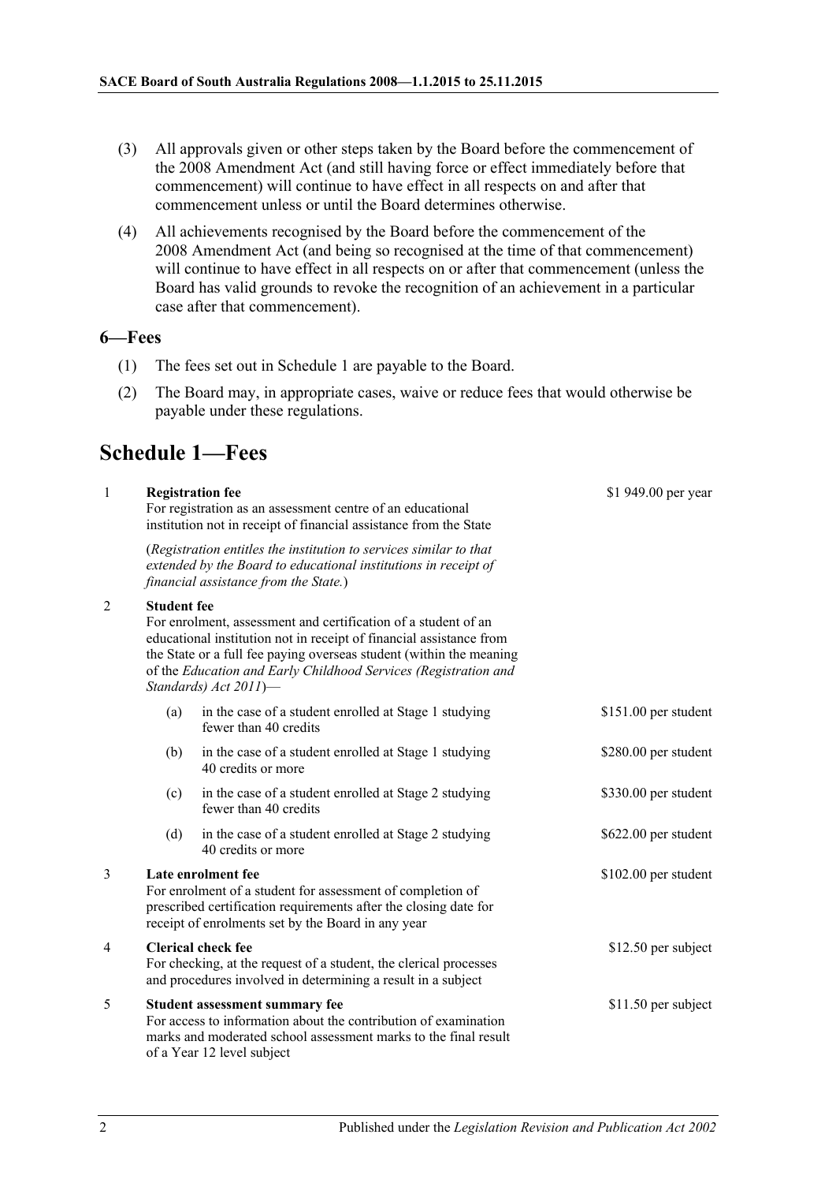(3) All approvals given or other steps taken by the Board before the commencement of the 2008 Amendment Act (and still having force or effect immediately before that commencement) will continue to have effect in all respects on and after that commencement unless or until the Board determines otherwise.

(4) All achievements recognised by the Board before the commencement of the 2008 Amendment Act (and being so recognised at the time of that commencement) will continue to have effect in all respects on or after that commencement (unless the Board has valid grounds to revoke the recognition of an achievement in a particular case after that commencement).

### 6—Fees

(1) The fees set out in Schedule 1 are payable to the Board.

(2) The Board may, in appropriate cases, waive or reduce fees that would otherwise be payable under these regulations.

## Schedule 1—Fees

| | | |
|---|---|---|
| 1 | **Registration fee**<br>For registration as an assessment centre of an educational institution not in receipt of financial assistance from the State<br>(*Registration entitles the institution to services similar to that extended by the Board to educational institutions in receipt of financial assistance from the State.*) | $1 949.00 per year |
| 2 | **Student fee**<br>For enrolment, assessment and certification of a student of an educational institution not in receipt of financial assistance from the State or a full fee paying overseas student (within the meaning of the *Education and Early Childhood Services (Registration and Standards) Act 2011*)— | |
| | (a) in the case of a student enrolled at Stage 1 studying fewer than 40 credits | $151.00 per student |
| | (b) in the case of a student enrolled at Stage 1 studying 40 credits or more | $280.00 per student |
| | (c) in the case of a student enrolled at Stage 2 studying fewer than 40 credits | $330.00 per student |
| | (d) in the case of a student enrolled at Stage 2 studying 40 credits or more | $622.00 per student |
| 3 | **Late enrolment fee**<br>For enrolment of a student for assessment of completion of prescribed certification requirements after the closing date for receipt of enrolments set by the Board in any year | $102.00 per student |
| 4 | **Clerical check fee**<br>For checking, at the request of a student, the clerical processes and procedures involved in determining a result in a subject | $12.50 per subject |
| 5 | **Student assessment summary fee**<br>For access to information about the contribution of examination marks and moderated school assessment marks to the final result of a Year 12 level subject | $11.50 per subject |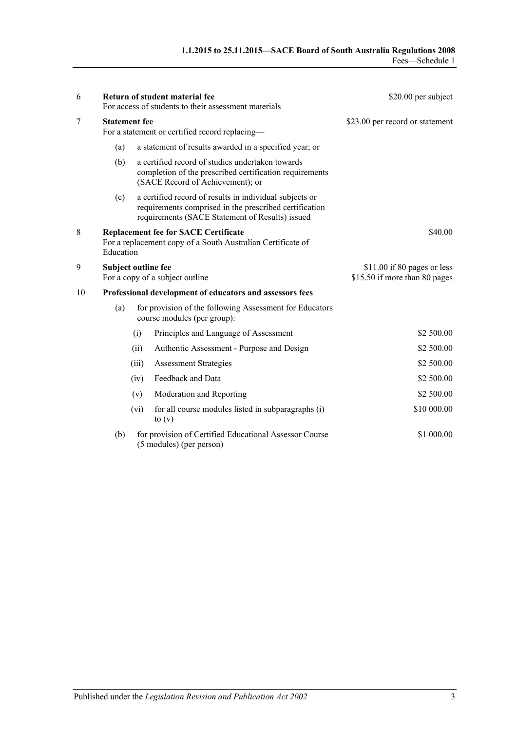| | | |
|---|---|---|
| 6 | **Return of student material fee**<br>For access of students to their assessment materials | $20.00 per subject |
| 7 | **Statement fee**<br>For a statement or certified record replacing—<br>(a) a statement of results awarded in a specified year; or<br>(b) a certified record of studies undertaken towards completion of the prescribed certification requirements (SACE Record of Achievement); or<br>(c) a certified record of results in individual subjects or requirements comprised in the prescribed certification requirements (SACE Statement of Results) issued | $23.00 per record or statement |
| 8 | **Replacement fee for SACE Certificate**<br>For a replacement copy of a South Australian Certificate of Education | $40.00 |
| 9 | **Subject outline fee**<br>For a copy of a subject outline | $11.00 if 80 pages or less<br>$15.50 if more than 80 pages |
| 10 | **Professional development of educators and assessors fees** | |
| | (a) for provision of the following Assessment for Educators course modules (per group): | |
| | (i) Principles and Language of Assessment | $2 500.00 |
| | (ii) Authentic Assessment - Purpose and Design | $2 500.00 |
| | (iii) Assessment Strategies | $2 500.00 |
| | (iv) Feedback and Data | $2 500.00 |
| | (v) Moderation and Reporting | $2 500.00 |
| | (vi) for all course modules listed in subparagraphs (i) to (v) | $10 000.00 |
| | (b) for provision of Certified Educational Assessor Course (5 modules) (per person) | $1 000.00 |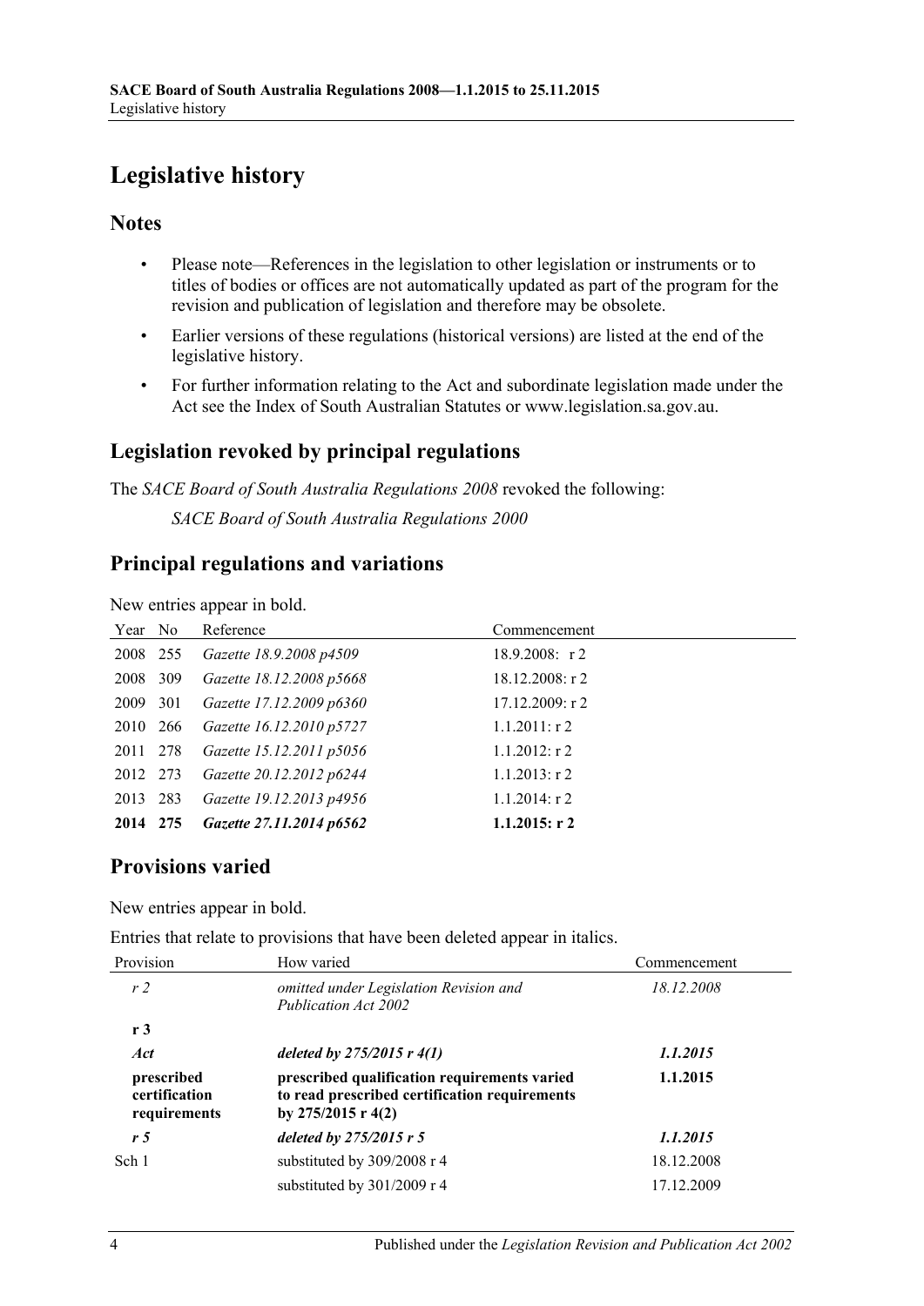# Legislative history

## Notes

- Please note—References in the legislation to other legislation or instruments or to titles of bodies or offices are not automatically updated as part of the program for the revision and publication of legislation and therefore may be obsolete.
- Earlier versions of these regulations (historical versions) are listed at the end of the legislative history.
- For further information relating to the Act and subordinate legislation made under the Act see the Index of South Australian Statutes or www.legislation.sa.gov.au.

## Legislation revoked by principal regulations

The *SACE Board of South Australia Regulations 2008* revoked the following:

*SACE Board of South Australia Regulations 2000*

## Principal regulations and variations

New entries appear in bold.

| Year | No | Reference | Commencement |
|---|---|---|---|
| 2008 | 255 | *Gazette 18.9.2008 p4509* | 18.9.2008: r 2 |
| 2008 | 309 | *Gazette 18.12.2008 p5668* | 18.12.2008: r 2 |
| 2009 | 301 | *Gazette 17.12.2009 p6360* | 17.12.2009: r 2 |
| 2010 | 266 | *Gazette 16.12.2010 p5727* | 1.1.2011: r 2 |
| 2011 | 278 | *Gazette 15.12.2011 p5056* | 1.1.2012: r 2 |
| 2012 | 273 | *Gazette 20.12.2012 p6244* | 1.1.2013: r 2 |
| 2013 | 283 | *Gazette 19.12.2013 p4956* | 1.1.2014: r 2 |
| **2014** | **275** | ***Gazette 27.11.2014 p6562*** | **1.1.2015: r 2** |

## Provisions varied

New entries appear in bold.

Entries that relate to provisions that have been deleted appear in italics.

| Provision | How varied | Commencement |
|---|---|---|
| *r 2* | *omitted under Legislation Revision and Publication Act 2002* | *18.12.2008* |
| **r 3** | | |
| ***Act*** | ***deleted by 275/2015 r 4(1)*** | ***1.1.2015*** |
| **prescribed certification requirements** | **prescribed qualification requirements varied to read prescribed certification requirements by 275/2015 r 4(2)** | **1.1.2015** |
| ***r 5*** | ***deleted by 275/2015 r 5*** | ***1.1.2015*** |
| Sch 1 | substituted by 309/2008 r 4 | 18.12.2008 |
| | substituted by 301/2009 r 4 | 17.12.2009 |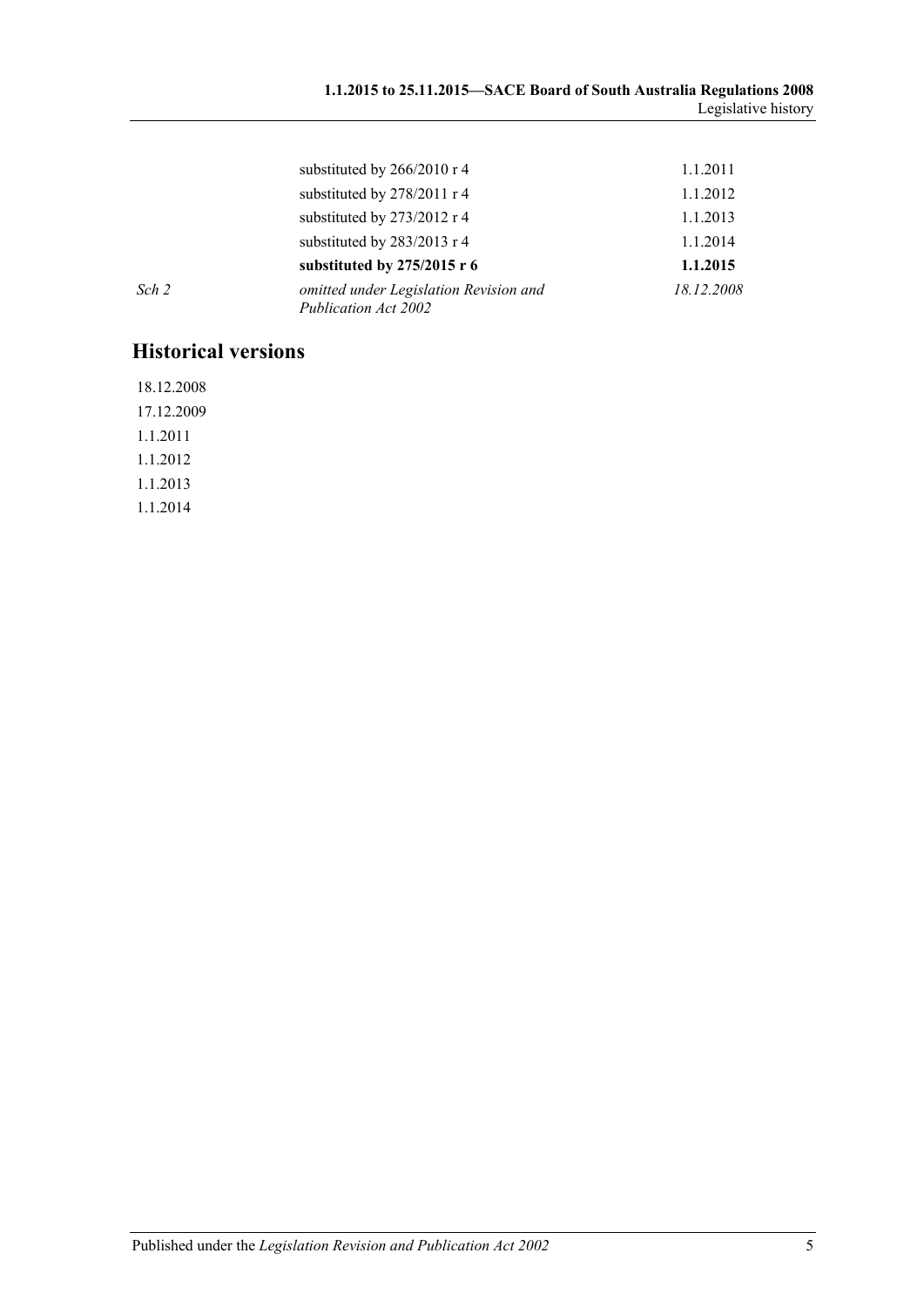| | | |
|---|---|---|
| | substituted by 266/2010 r 4 | 1.1.2011 |
| | substituted by 278/2011 r 4 | 1.1.2012 |
| | substituted by 273/2012 r 4 | 1.1.2013 |
| | substituted by 283/2013 r 4 | 1.1.2014 |
| | **substituted by 275/2015 r 6** | **1.1.2015** |
| *Sch 2* | *omitted under Legislation Revision and Publication Act 2002* | *18.12.2008* |

## Historical versions

18.12.2008

17.12.2009

1.1.2011

1.1.2012

1.1.2013

1.1.2014